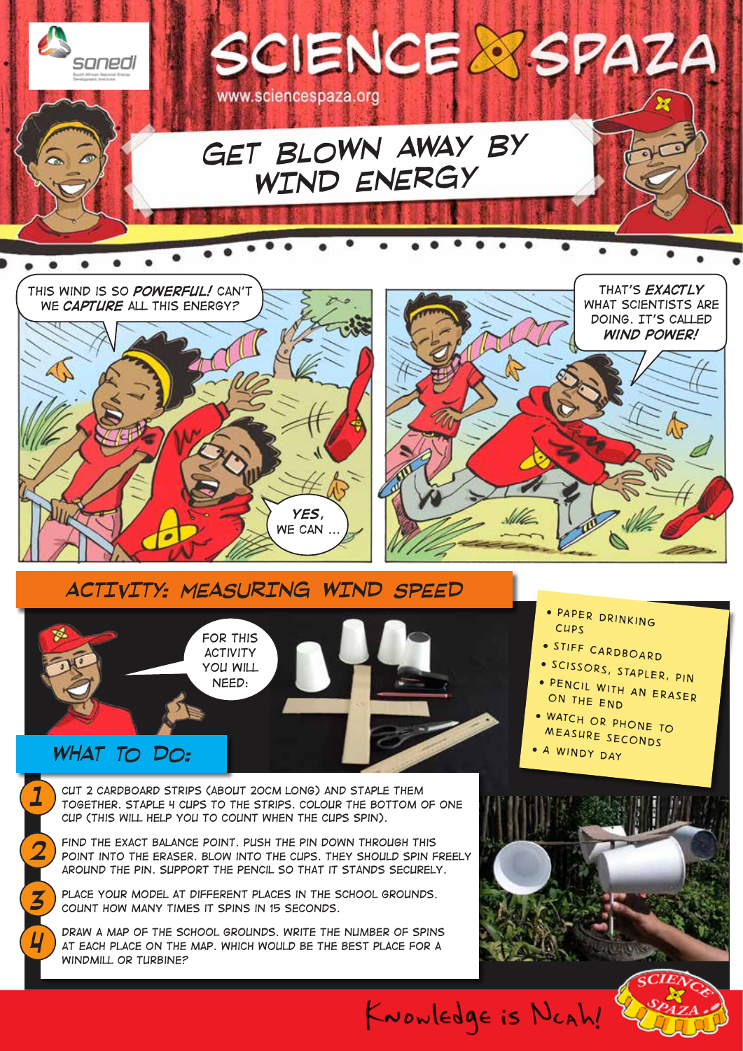# SCIENCE SPAZA

www.sciencespaza.org

## GET BLOWN AWAY BY WIND ENERGY

THIS WIND IS SO *POWERFUL!* CAN'T WE *CAPTURE* ALL THIS ENERGY?

*YES,* WE CAN ...

THAT'S *EXACTLY* WHAT SCIENTISTS ARE DOING. IT'S CALLED *WIND POWER!*

## ACTIVITY: MEASURING WIND SPEED

FOR THIS ACTIVITY YOU WILL NEED:

- PAPER DRINKING CUPS
- STIFF CARDBOARD
- SCISSORS, STAPLER, PIN
- PENCIL WITH AN ERASER ON THE END
- WATCH OR PHONE TO MEASURE SECONDS
- A WINDY DAY

## WHAT TO DO:

1. CUT 2 CARDBOARD STRIPS (ABOUT 20CM LONG) AND STAPLE THEM TOGETHER. STAPLE 4 CUPS TO THE STRIPS. COLOUR THE BOTTOM OF ONE CUP (THIS WILL HELP YOU TO COUNT WHEN THE CUPS SPIN).
2. FIND THE EXACT BALANCE POINT. PUSH THE PIN DOWN THROUGH THIS POINT INTO THE ERASER. BLOW INTO THE CUPS. THEY SHOULD SPIN FREELY AROUND THE PIN. SUPPORT THE PENCIL SO THAT IT STANDS SECURELY.
3. PLACE YOUR MODEL AT DIFFERENT PLACES IN THE SCHOOL GROUNDS. COUNT HOW MANY TIMES IT SPINS IN 15 SECONDS.
4. DRAW A MAP OF THE SCHOOL GROUNDS. WRITE THE NUMBER OF SPINS AT EACH PLACE ON THE MAP. WHICH WOULD BE THE BEST PLACE FOR A WINDMILL OR TURBINE?

Knowledge is Ncah!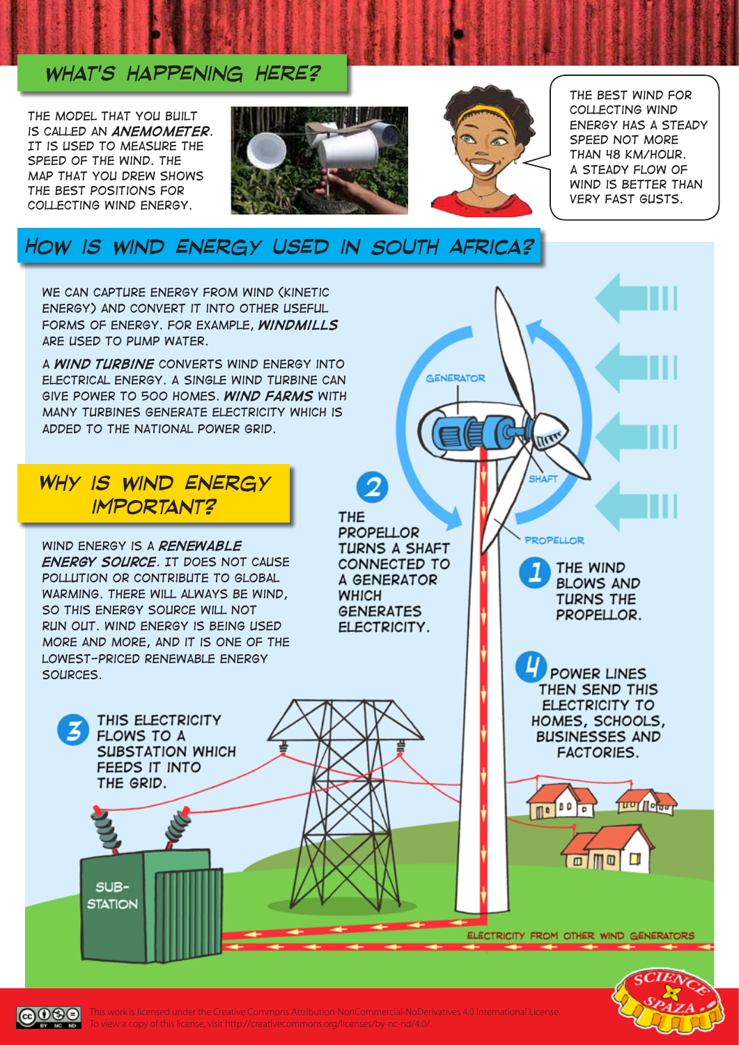## WHAT'S HAPPENING HERE?

THE MODEL THAT YOU BUILT IS CALLED AN ***ANEMOMETER***. IT IS USED TO MEASURE THE SPEED OF THE WIND. THE MAP THAT YOU DREW SHOWS THE BEST POSITIONS FOR COLLECTING WIND ENERGY.

THE BEST WIND FOR COLLECTING WIND ENERGY HAS A STEADY SPEED NOT MORE THAN 48 KM/HOUR. A STEADY FLOW OF WIND IS BETTER THAN VERY FAST GUSTS.

## HOW IS WIND ENERGY USED IN SOUTH AFRICA?

WE CAN CAPTURE ENERGY FROM WIND (KINETIC ENERGY) AND CONVERT IT INTO OTHER USEFUL FORMS OF ENERGY. FOR EXAMPLE, ***WINDMILLS*** ARE USED TO PUMP WATER.

A ***WIND TURBINE*** CONVERTS WIND ENERGY INTO ELECTRICAL ENERGY. A SINGLE WIND TURBINE CAN GIVE POWER TO 500 HOMES. ***WIND FARMS*** WITH MANY TURBINES GENERATE ELECTRICITY WHICH IS ADDED TO THE NATIONAL POWER GRID.

## WHY IS WIND ENERGY IMPORTANT?

WIND ENERGY IS A ***RENEWABLE ENERGY SOURCE***. IT DOES NOT CAUSE POLLUTION OR CONTRIBUTE TO GLOBAL WARMING. THERE WILL ALWAYS BE WIND, SO THIS ENERGY SOURCE WILL NOT RUN OUT. WIND ENERGY IS BEING USED MORE AND MORE, AND IT IS ONE OF THE LOWEST-PRICED RENEWABLE ENERGY SOURCES.

1. THE WIND BLOWS AND TURNS THE PROPELLOR.
2. THE PROPELLOR TURNS A SHAFT CONNECTED TO A GENERATOR WHICH GENERATES ELECTRICITY.
3. THIS ELECTRICITY FLOWS TO A SUBSTATION WHICH FEEDS IT INTO THE GRID.
4. POWER LINES THEN SEND THIS ELECTRICITY TO HOMES, SCHOOLS, BUSINESSES AND FACTORIES.

GENERATOR

SHAFT

PROPELLOR

SUB-STATION

ELECTRICITY FROM OTHER WIND GENERATORS

This work is licensed under the Creative Commons Attribution-NonCommercial-NoDerivatives 4.0 International License. To view a copy of this license, visit http://creativecommons.org/licenses/by-nc-nd/4.0/.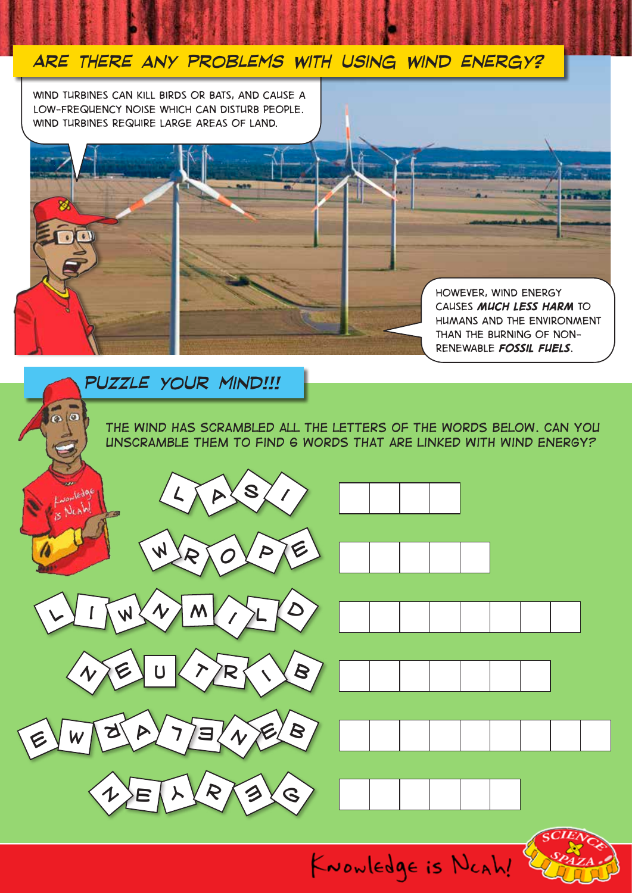## ARE THERE ANY PROBLEMS WITH USING WIND ENERGY?

WIND TURBINES CAN KILL BIRDS OR BATS, AND CAUSE A LOW-FREQUENCY NOISE WHICH CAN DISTURB PEOPLE. WIND TURBINES REQUIRE LARGE AREAS OF LAND.

HOWEVER, WIND ENERGY CAUSES ***MUCH LESS HARM*** TO HUMANS AND THE ENVIRONMENT THAN THE BURNING OF NON-RENEWABLE ***FOSSIL FUELS***.

## PUZZLE YOUR MIND!!!

THE WIND HAS SCRAMBLED ALL THE LETTERS OF THE WORDS BELOW. CAN YOU UNSCRAMBLE THEM TO FIND 6 WORDS THAT ARE LINKED WITH WIND ENERGY?

| Scrambled letters | Answer |
| --- | --- |
| L A S I | _ _ _ _ |
| W R O P E | _ _ _ _ _ |
| L I W N M I L D | _ _ _ _ _ _ _ _ |
| N E U T R I B | _ _ _ _ _ _ _ |
| E W R A L E N E B | _ _ _ _ _ _ _ _ _ |
| N E Y R E G | _ _ _ _ _ _ |

Knowledge is Ncah!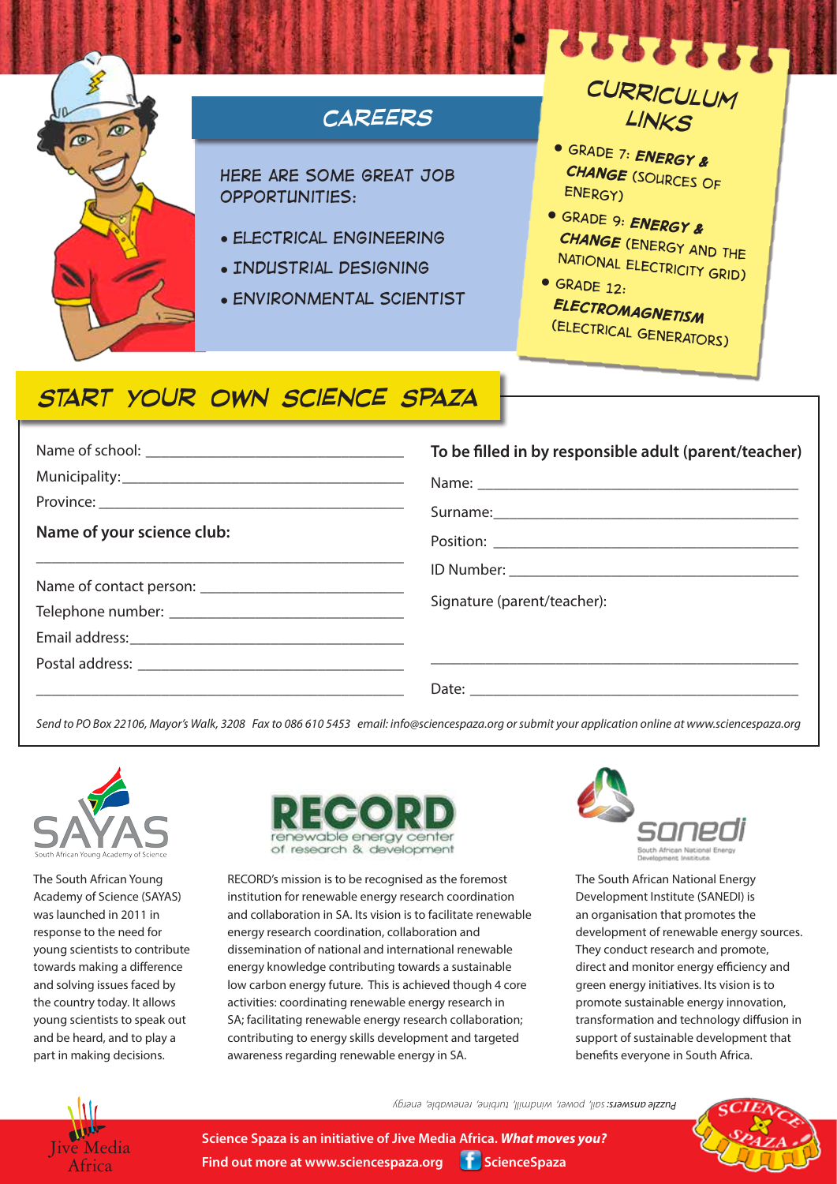## CAREERS

HERE ARE SOME GREAT JOB OPPORTUNITIES:

- ELECTRICAL ENGINEERING
- INDUSTRIAL DESIGNING
- ENVIRONMENTAL SCIENTIST

## CURRICULUM LINKS

- GRADE 7: **ENERGY & CHANGE** (SOURCES OF ENERGY)
- GRADE 9: **ENERGY & CHANGE** (ENERGY AND THE NATIONAL ELECTRICITY GRID)
- GRADE 12: **ELECTROMAGNETISM** (ELECTRICAL GENERATORS)

## START YOUR OWN SCIENCE SPAZA

Name of school: ________________________________

Municipality: ________________________________

Province: ________________________________

**Name of your science club:**

________________________________

Name of contact person: ________________________________

Telephone number: ________________________________

Email address: ________________________________

Postal address: ________________________________

________________________________

**To be filled in by responsible adult (parent/teacher)**

Name: ________________________________

Surname: ________________________________

Position: ________________________________

ID Number: ________________________________

Signature (parent/teacher):

________________________________

Date: ________________________________

*Send to PO Box 22106, Mayor's Walk, 3208 Fax to 086 610 5453 email: info@sciencespaza.org or submit your application online at www.sciencespaza.org*

SAYAS
South African Young Academy of Science

The South African Young Academy of Science (SAYAS) was launched in 2011 in response to the need for young scientists to contribute towards making a difference and solving issues faced by the country today. It allows young scientists to speak out and be heard, and to play a part in making decisions.

RECORD
renewable energy center of research & development

RECORD's mission is to be recognised as the foremost institution for renewable energy research coordination and collaboration in SA. Its vision is to facilitate renewable energy research coordination, collaboration and dissemination of national and international renewable energy knowledge contributing towards a sustainable low carbon energy future. This is achieved though 4 core activities: coordinating renewable energy research in SA; facilitating renewable energy research collaboration; contributing to energy skills development and targeted awareness regarding renewable energy in SA.

sanedi
South African National Energy Development Institute

The South African National Energy Development Institute (SANEDI) is an organisation that promotes the development of renewable energy sources. They conduct research and promote, direct and monitor energy efficiency and green energy initiatives. Its vision is to promote sustainable energy innovation, transformation and technology diffusion in support of sustainable development that benefits everyone in South Africa.

*Puzzle answers: sail, power, windmill, turbine, renewable, energy*

Jive Media Africa

**Science Spaza is an initiative of Jive Media Africa. *What moves you?***
**Find out more at www.sciencespaza.org ScienceSpaza**